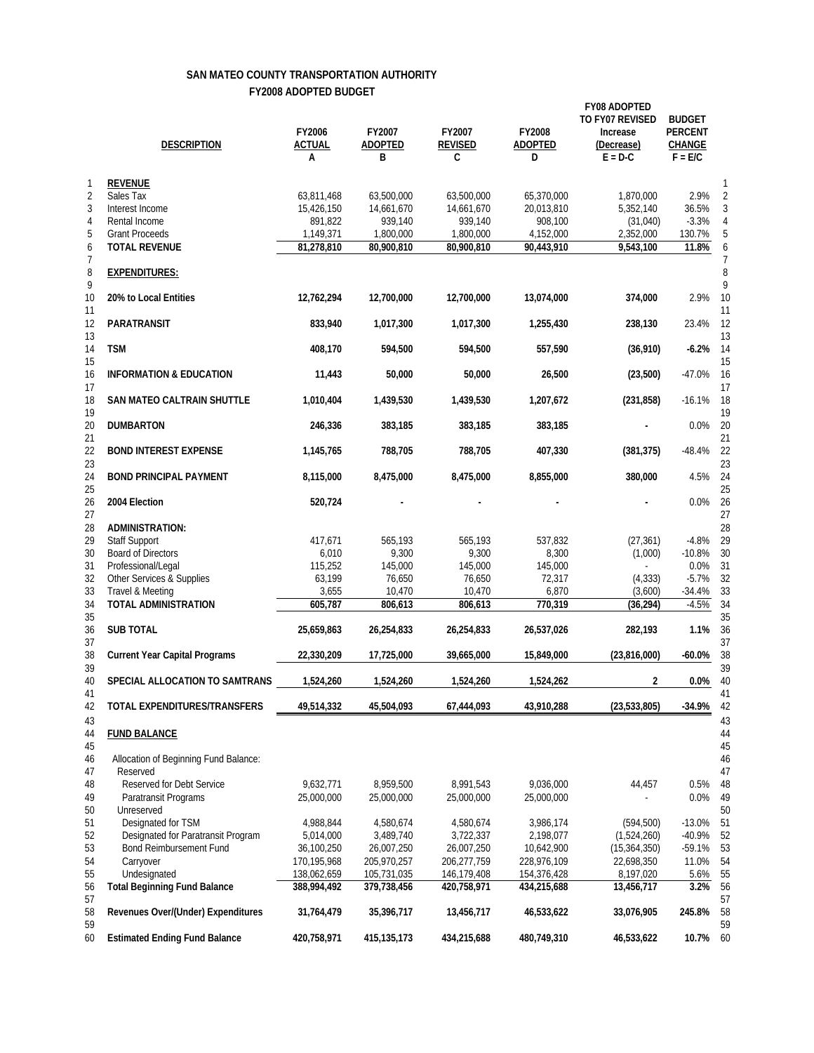## SAN MATEO COUNTY TRANSPORTATION AUTHORITY

### FY2008 ADOPTED BUDGET

| | DESCRIPTION | FY2006 ACTUAL A | FY2007 ADOPTED B | FY2007 REVISED C | FY2008 ADOPTED D | FY08 ADOPTED TO FY07 REVISED Increase (Decrease) E = D-C | BUDGET PERCENT CHANGE F = E/C | |
|---|---|---|---|---|---|---|---|---|
| 1 | **REVENUE** | | | | | | | 1 |
| 2 | Sales Tax | 63,811,468 | 63,500,000 | 63,500,000 | 65,370,000 | 1,870,000 | 2.9% | 2 |
| 3 | Interest Income | 15,426,150 | 14,661,670 | 14,661,670 | 20,013,810 | 5,352,140 | 36.5% | 3 |
| 4 | Rental Income | 891,822 | 939,140 | 939,140 | 908,100 | (31,040) | -3.3% | 4 |
| 5 | Grant Proceeds | 1,149,371 | 1,800,000 | 1,800,000 | 4,152,000 | 2,352,000 | 130.7% | 5 |
| 6 | **TOTAL REVENUE** | **81,278,810** | **80,900,810** | **80,900,810** | **90,443,910** | **9,543,100** | **11.8%** | 6 |
| 7 | | | | | | | | 7 |
| 8 | **EXPENDITURES:** | | | | | | | 8 |
| 9 | | | | | | | | 9 |
| 10 | **20% to Local Entities** | **12,762,294** | **12,700,000** | **12,700,000** | **13,074,000** | **374,000** | 2.9% | 10 |
| 11 | | | | | | | | 11 |
| 12 | **PARATRANSIT** | **833,940** | **1,017,300** | **1,017,300** | **1,255,430** | **238,130** | 23.4% | 12 |
| 13 | | | | | | | | 13 |
| 14 | **TSM** | **408,170** | **594,500** | **594,500** | **557,590** | **(36,910)** | **-6.2%** | 14 |
| 15 | | | | | | | | 15 |
| 16 | **INFORMATION & EDUCATION** | **11,443** | **50,000** | **50,000** | **26,500** | **(23,500)** | -47.0% | 16 |
| 17 | | | | | | | | 17 |
| 18 | **SAN MATEO CALTRAIN SHUTTLE** | **1,010,404** | **1,439,530** | **1,439,530** | **1,207,672** | **(231,858)** | -16.1% | 18 |
| 19 | | | | | | | | 19 |
| 20 | **DUMBARTON** | **246,336** | **383,185** | **383,185** | **383,185** | **-** | 0.0% | 20 |
| 21 | | | | | | | | 21 |
| 22 | **BOND INTEREST EXPENSE** | **1,145,765** | **788,705** | **788,705** | **407,330** | **(381,375)** | -48.4% | 22 |
| 23 | | | | | | | | 23 |
| 24 | **BOND PRINCIPAL PAYMENT** | **8,115,000** | **8,475,000** | **8,475,000** | **8,855,000** | **380,000** | 4.5% | 24 |
| 25 | | | | | | | | 25 |
| 26 | **2004 Election** | **520,724** | **-** | **-** | **-** | **-** | 0.0% | 26 |
| 27 | | | | | | | | 27 |
| 28 | **ADMINISTRATION:** | | | | | | | 28 |
| 29 | Staff Support | 417,671 | 565,193 | 565,193 | 537,832 | (27,361) | -4.8% | 29 |
| 30 | Board of Directors | 6,010 | 9,300 | 9,300 | 8,300 | (1,000) | -10.8% | 30 |
| 31 | Professional/Legal | 115,252 | 145,000 | 145,000 | 145,000 | - | 0.0% | 31 |
| 32 | Other Services & Supplies | 63,199 | 76,650 | 76,650 | 72,317 | (4,333) | -5.7% | 32 |
| 33 | Travel & Meeting | 3,655 | 10,470 | 10,470 | 6,870 | (3,600) | -34.4% | 33 |
| 34 | **TOTAL ADMINISTRATION** | **605,787** | **806,613** | **806,613** | **770,319** | **(36,294)** | -4.5% | 34 |
| 35 | | | | | | | | 35 |
| 36 | **SUB TOTAL** | **25,659,863** | **26,254,833** | **26,254,833** | **26,537,026** | **282,193** | **1.1%** | 36 |
| 37 | | | | | | | | 37 |
| 38 | **Current Year Capital Programs** | **22,330,209** | **17,725,000** | **39,665,000** | **15,849,000** | **(23,816,000)** | **-60.0%** | 38 |
| 39 | | | | | | | | 39 |
| 40 | **SPECIAL ALLOCATION TO SAMTRANS** | **1,524,260** | **1,524,260** | **1,524,260** | **1,524,262** | **2** | **0.0%** | 40 |
| 41 | | | | | | | | 41 |
| 42 | **TOTAL EXPENDITURES/TRANSFERS** | **49,514,332** | **45,504,093** | **67,444,093** | **43,910,288** | **(23,533,805)** | **-34.9%** | 42 |
| 43 | | | | | | | | 43 |
| 44 | **FUND BALANCE** | | | | | | | 44 |
| 45 | | | | | | | | 45 |
| 46 | Allocation of Beginning Fund Balance: | | | | | | | 46 |
| 47 | Reserved | | | | | | | 47 |
| 48 | Reserved for Debt Service | 9,632,771 | 8,959,500 | 8,991,543 | 9,036,000 | 44,457 | 0.5% | 48 |
| 49 | Paratransit Programs | 25,000,000 | 25,000,000 | 25,000,000 | 25,000,000 | - | 0.0% | 49 |
| 50 | Unreserved | | | | | | | 50 |
| 51 | Designated for TSM | 4,988,844 | 4,580,674 | 4,580,674 | 3,986,174 | (594,500) | -13.0% | 51 |
| 52 | Designated for Paratransit Program | 5,014,000 | 3,489,740 | 3,722,337 | 2,198,077 | (1,524,260) | -40.9% | 52 |
| 53 | Bond Reimbursement Fund | 36,100,250 | 26,007,250 | 26,007,250 | 10,642,900 | (15,364,350) | -59.1% | 53 |
| 54 | Carryover | 170,195,968 | 205,970,257 | 206,277,759 | 228,976,109 | 22,698,350 | 11.0% | 54 |
| 55 | Undesignated | 138,062,659 | 105,731,035 | 146,179,408 | 154,376,428 | 8,197,020 | 5.6% | 55 |
| 56 | **Total Beginning Fund Balance** | **388,994,492** | **379,738,456** | **420,758,971** | **434,215,688** | **13,456,717** | **3.2%** | 56 |
| 57 | | | | | | | | 57 |
| 58 | **Revenues Over/(Under) Expenditures** | **31,764,479** | **35,396,717** | **13,456,717** | **46,533,622** | **33,076,905** | **245.8%** | 58 |
| 59 | | | | | | | | 59 |
| 60 | **Estimated Ending Fund Balance** | **420,758,971** | **415,135,173** | **434,215,688** | **480,749,310** | **46,533,622** | **10.7%** | 60 |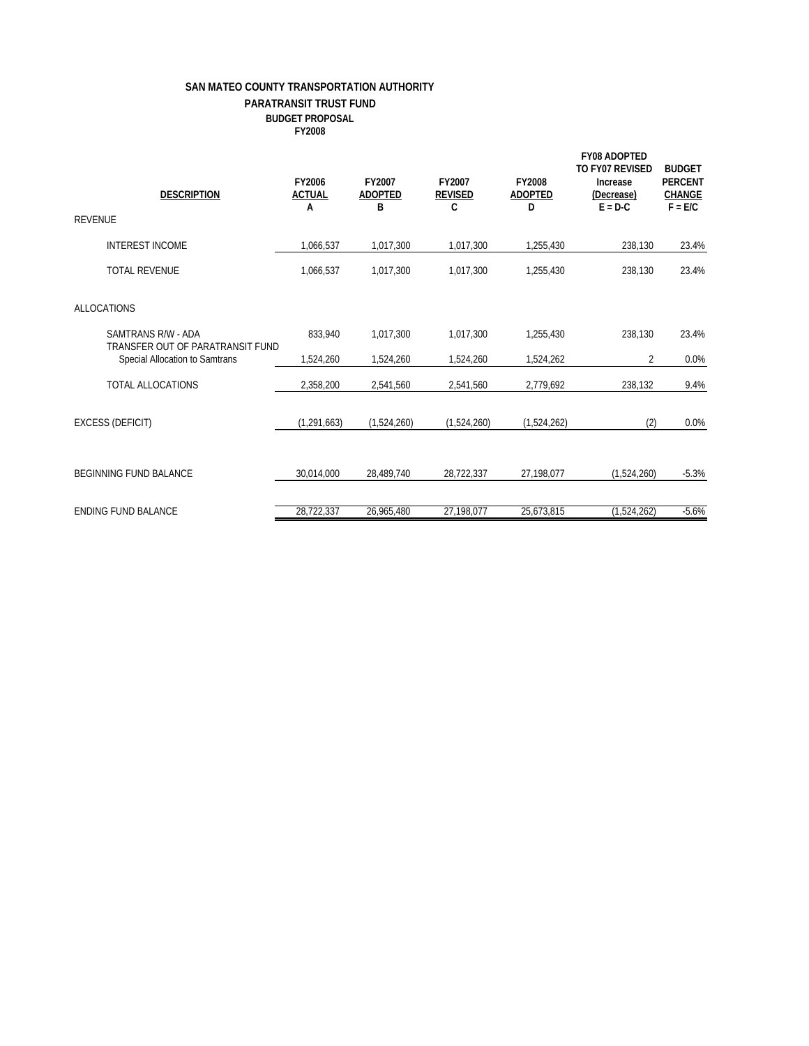**SAN MATEO COUNTY TRANSPORTATION AUTHORITY**

**PARATRANSIT TRUST FUND**

**BUDGET PROPOSAL**

**FY2008**

| DESCRIPTION | FY2006 ACTUAL A | FY2007 ADOPTED B | FY2007 REVISED C | FY2008 ADOPTED D | FY08 ADOPTED TO FY07 REVISED Increase (Decrease) E = D-C | BUDGET PERCENT CHANGE F = E/C |
|---|---|---|---|---|---|---|
| REVENUE | | | | | | |
| INTEREST INCOME | 1,066,537 | 1,017,300 | 1,017,300 | 1,255,430 | 238,130 | 23.4% |
| TOTAL REVENUE | 1,066,537 | 1,017,300 | 1,017,300 | 1,255,430 | 238,130 | 23.4% |
| ALLOCATIONS | | | | | | |
| SAMTRANS R/W - ADA | 833,940 | 1,017,300 | 1,017,300 | 1,255,430 | 238,130 | 23.4% |
| TRANSFER OUT OF PARATRANSIT FUND Special Allocation to Samtrans | 1,524,260 | 1,524,260 | 1,524,260 | 1,524,262 | 2 | 0.0% |
| TOTAL ALLOCATIONS | 2,358,200 | 2,541,560 | 2,541,560 | 2,779,692 | 238,132 | 9.4% |
| EXCESS (DEFICIT) | (1,291,663) | (1,524,260) | (1,524,260) | (1,524,262) | (2) | 0.0% |
| BEGINNING FUND BALANCE | 30,014,000 | 28,489,740 | 28,722,337 | 27,198,077 | (1,524,260) | -5.3% |
| ENDING FUND BALANCE | 28,722,337 | 26,965,480 | 27,198,077 | 25,673,815 | (1,524,262) | -5.6% |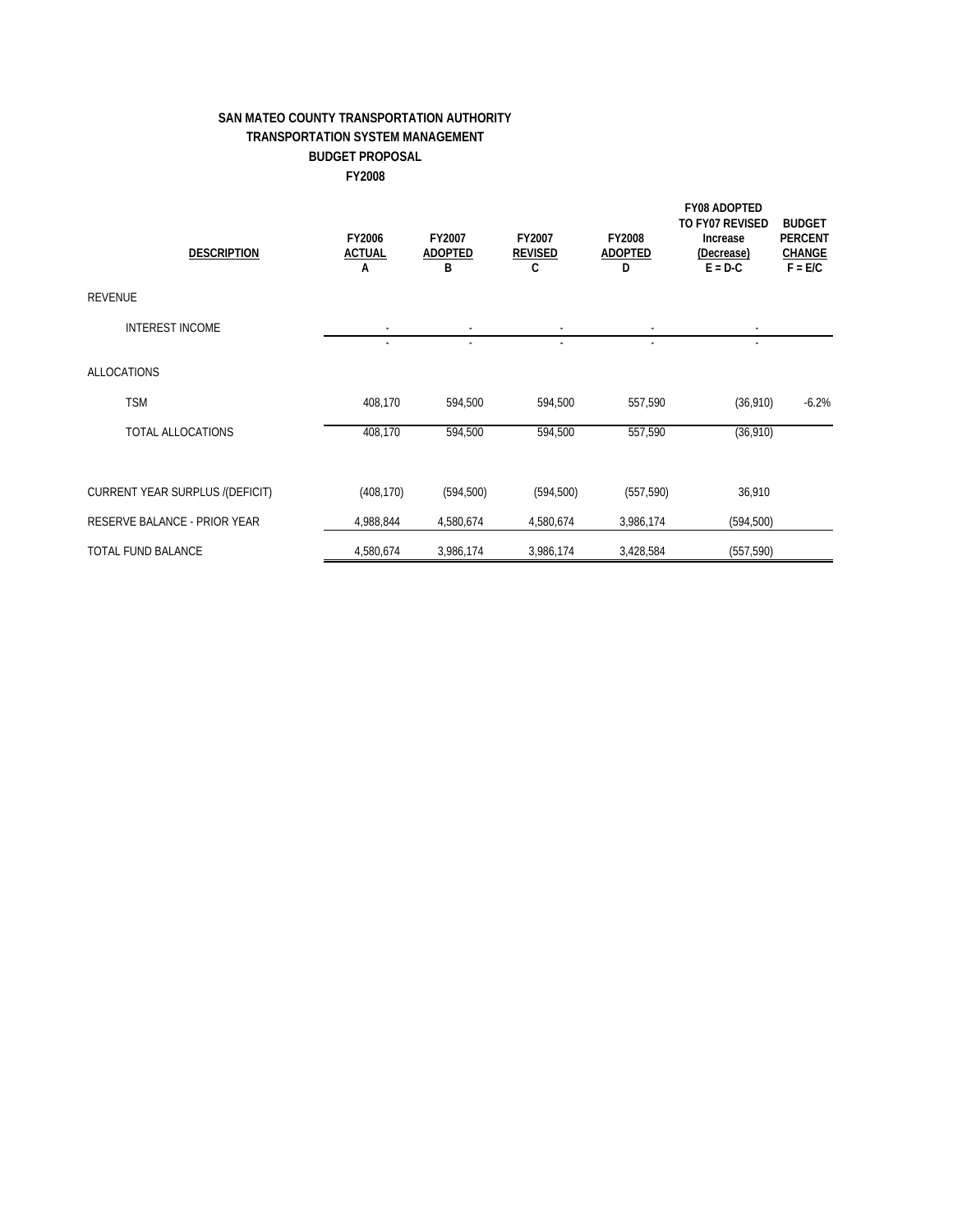## SAN MATEO COUNTY TRANSPORTATION AUTHORITY
## TRANSPORTATION SYSTEM MANAGEMENT
## BUDGET PROPOSAL
## FY2008

| DESCRIPTION | FY2006 ACTUAL A | FY2007 ADOPTED B | FY2007 REVISED C | FY2008 ADOPTED D | FY08 ADOPTED TO FY07 REVISED Increase (Decrease) E = D-C | BUDGET PERCENT CHANGE F = E/C |
|---|---|---|---|---|---|---|
| REVENUE | | | | | | |
| INTEREST INCOME | - | - | - | - | - | |
| | - | - | - | - | - | |
| ALLOCATIONS | | | | | | |
| TSM | 408,170 | 594,500 | 594,500 | 557,590 | (36,910) | -6.2% |
| TOTAL ALLOCATIONS | 408,170 | 594,500 | 594,500 | 557,590 | (36,910) | |
| CURRENT YEAR SURPLUS /(DEFICIT) | (408,170) | (594,500) | (594,500) | (557,590) | 36,910 | |
| RESERVE BALANCE - PRIOR YEAR | 4,988,844 | 4,580,674 | 4,580,674 | 3,986,174 | (594,500) | |
| TOTAL FUND BALANCE | 4,580,674 | 3,986,174 | 3,986,174 | 3,428,584 | (557,590) | |